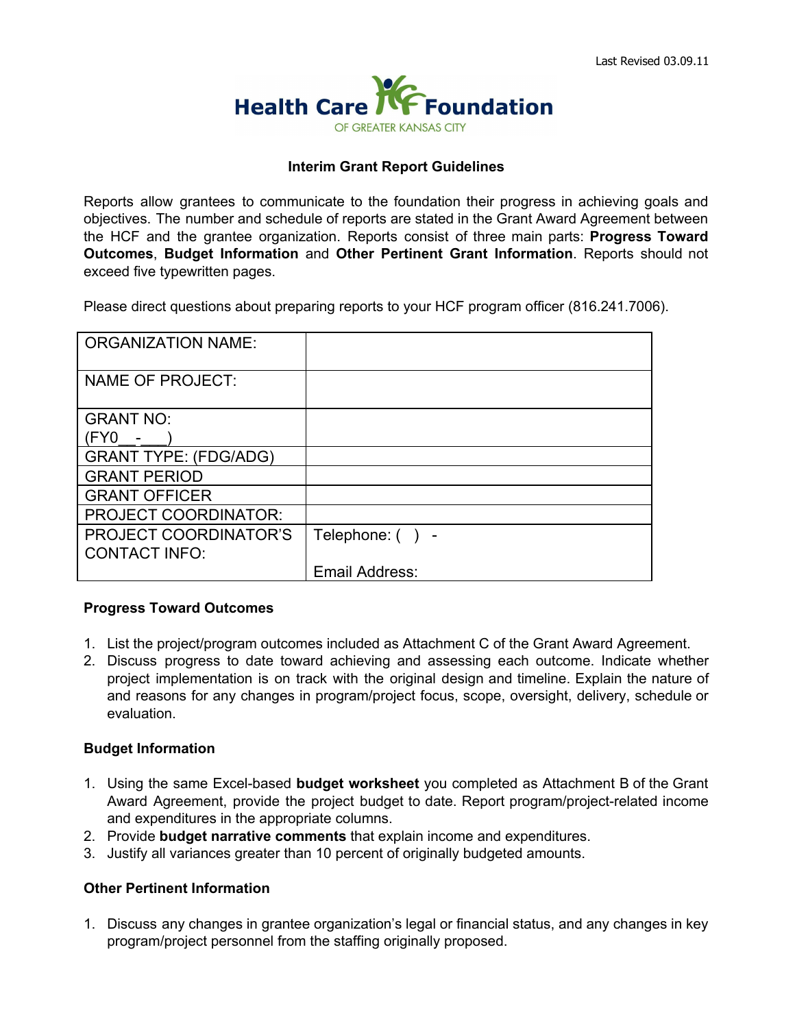Last Revised 03.09.11

Health Care Foundation OF GREATER KANSAS CITY

## Interim Grant Report Guidelines

Reports allow grantees to communicate to the foundation their progress in achieving goals and objectives. The number and schedule of reports are stated in the Grant Award Agreement between the HCF and the grantee organization. Reports consist of three main parts: **Progress Toward Outcomes**, **Budget Information** and **Other Pertinent Grant Information**. Reports should not exceed five typewritten pages.

Please direct questions about preparing reports to your HCF program officer (816.241.7006).

| | |
|---|---|
| ORGANIZATION NAME: | |
| NAME OF PROJECT: | |
| GRANT NO: (FY0__-___) | |
| GRANT TYPE: (FDG/ADG) | |
| GRANT PERIOD | |
| GRANT OFFICER | |
| PROJECT COORDINATOR: | |
| PROJECT COORDINATOR'S CONTACT INFO: | Telephone: ( ) - <br> Email Address: |

### Progress Toward Outcomes

1. List the project/program outcomes included as Attachment C of the Grant Award Agreement.
2. Discuss progress to date toward achieving and assessing each outcome. Indicate whether project implementation is on track with the original design and timeline. Explain the nature of and reasons for any changes in program/project focus, scope, oversight, delivery, schedule or evaluation.

### Budget Information

1. Using the same Excel-based **budget worksheet** you completed as Attachment B of the Grant Award Agreement, provide the project budget to date. Report program/project-related income and expenditures in the appropriate columns.
2. Provide **budget narrative comments** that explain income and expenditures.
3. Justify all variances greater than 10 percent of originally budgeted amounts.

### Other Pertinent Information

1. Discuss any changes in grantee organization's legal or financial status, and any changes in key program/project personnel from the staffing originally proposed.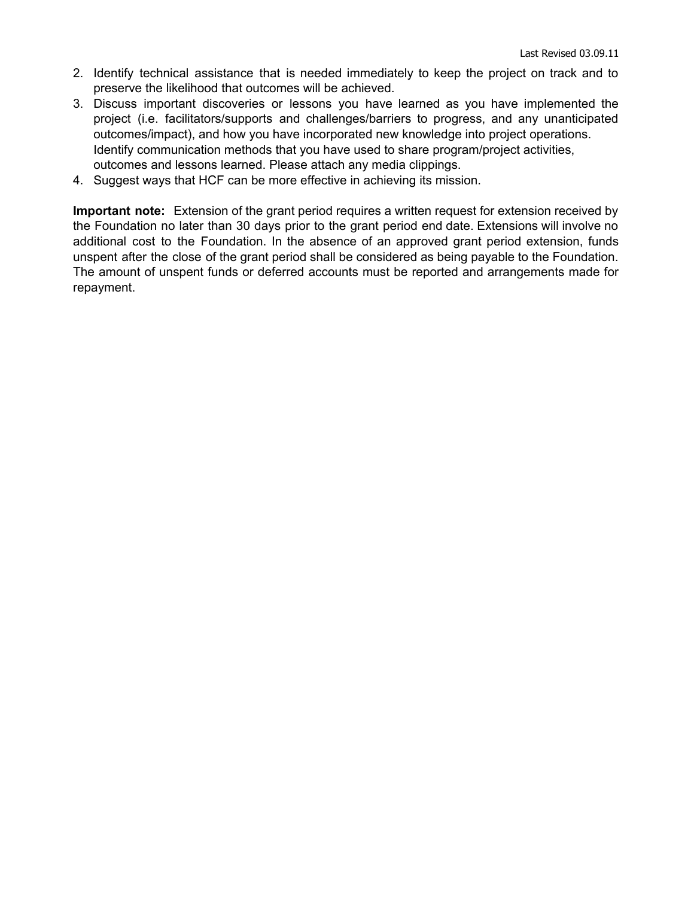2. Identify technical assistance that is needed immediately to keep the project on track and to preserve the likelihood that outcomes will be achieved.
3. Discuss important discoveries or lessons you have learned as you have implemented the project (i.e. facilitators/supports and challenges/barriers to progress, and any unanticipated outcomes/impact), and how you have incorporated new knowledge into project operations. Identify communication methods that you have used to share program/project activities, outcomes and lessons learned. Please attach any media clippings.
4. Suggest ways that HCF can be more effective in achieving its mission.

**Important note:** Extension of the grant period requires a written request for extension received by the Foundation no later than 30 days prior to the grant period end date. Extensions will involve no additional cost to the Foundation. In the absence of an approved grant period extension, funds unspent after the close of the grant period shall be considered as being payable to the Foundation. The amount of unspent funds or deferred accounts must be reported and arrangements made for repayment.